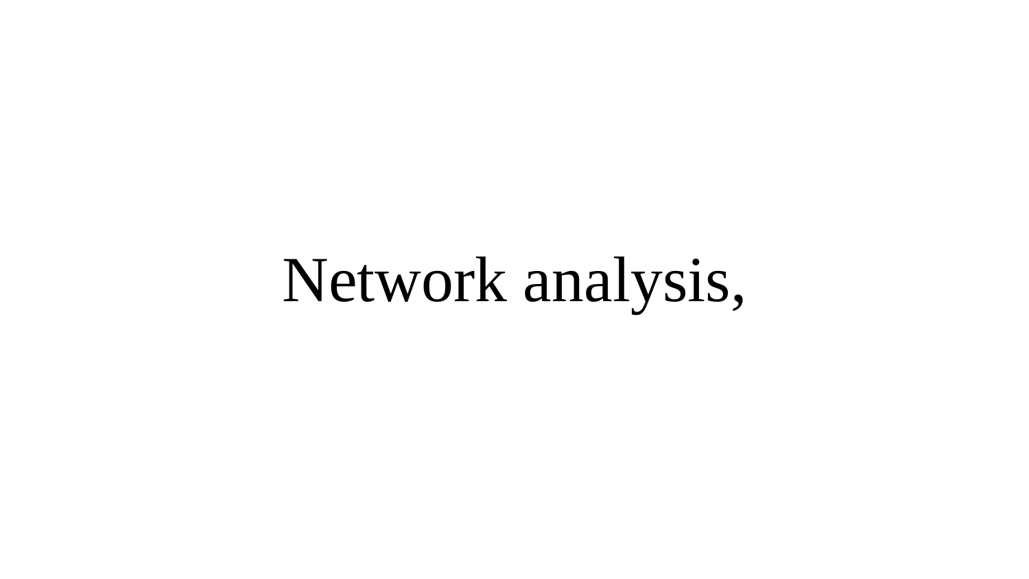# Network analysis,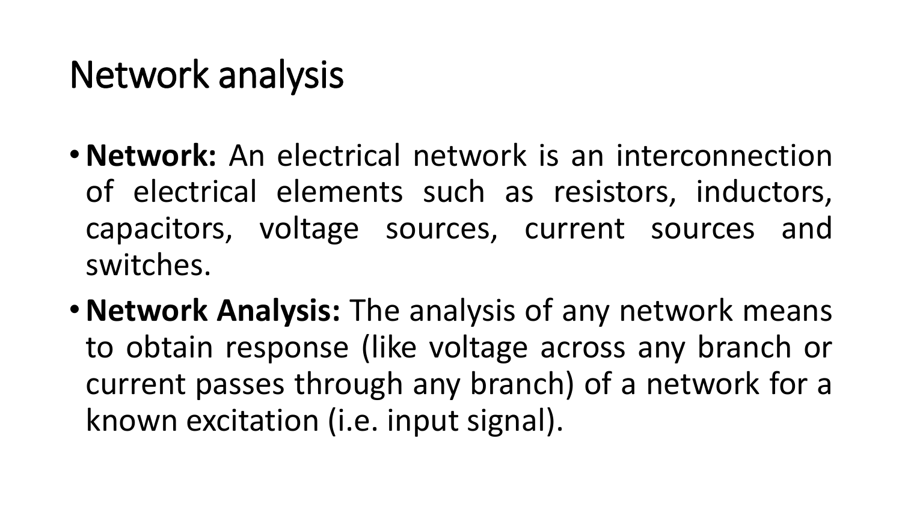# Network analysis

- **Network:** An electrical network is an interconnection of electrical elements such as resistors, inductors, capacitors, voltage sources, current sources and switches.
- **Network Analysis:** The analysis of any network means to obtain response (like voltage across any branch or current passes through any branch) of a network for a known excitation (i.e. input signal).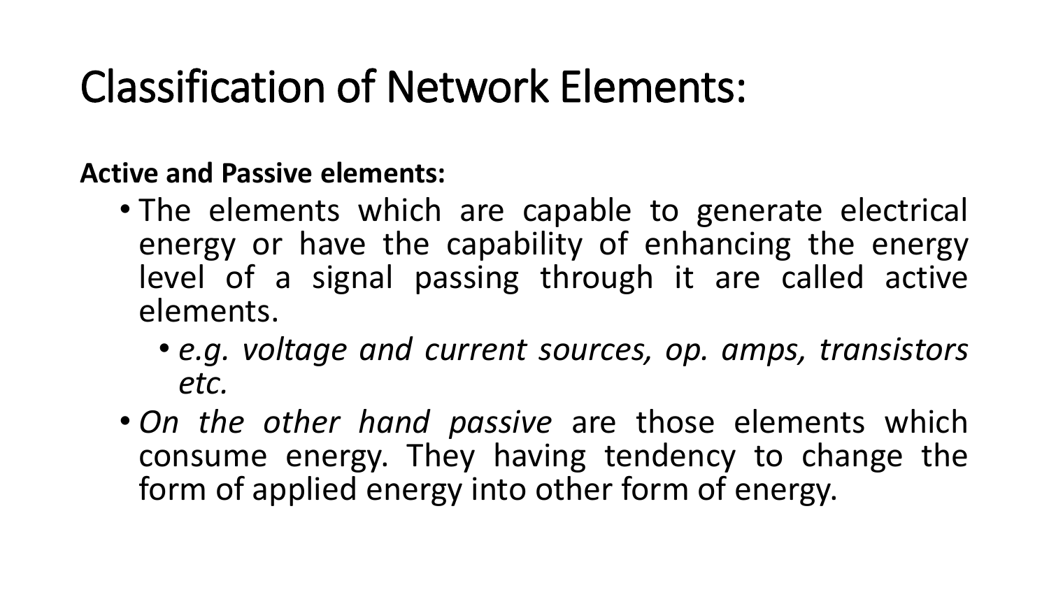# Classification of Network Elements:

**Active and Passive elements:**

- The elements which are capable to generate electrical energy or have the capability of enhancing the energy level of a signal passing through it are called active elements.
  - *e.g. voltage and current sources, op. amps, transistors etc.*
- *On the other hand passive* are those elements which consume energy. They having tendency to change the form of applied energy into other form of energy.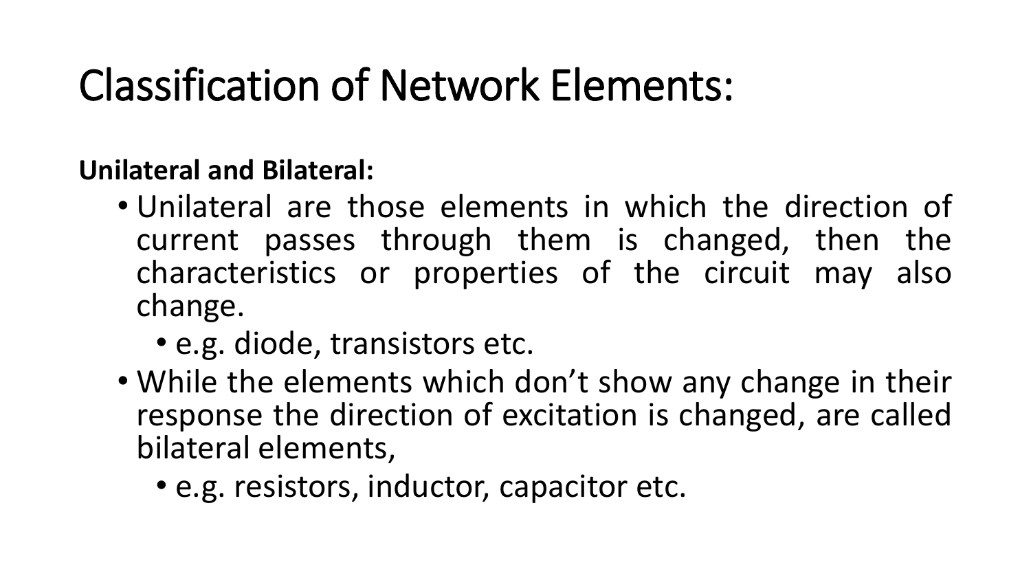# Classification of Network Elements:

**Unilateral and Bilateral:**

- Unilateral are those elements in which the direction of current passes through them is changed, then the characteristics or properties of the circuit may also change.
  - e.g. diode, transistors etc.
- While the elements which don't show any change in their response the direction of excitation is changed, are called bilateral elements,
  - e.g. resistors, inductor, capacitor etc.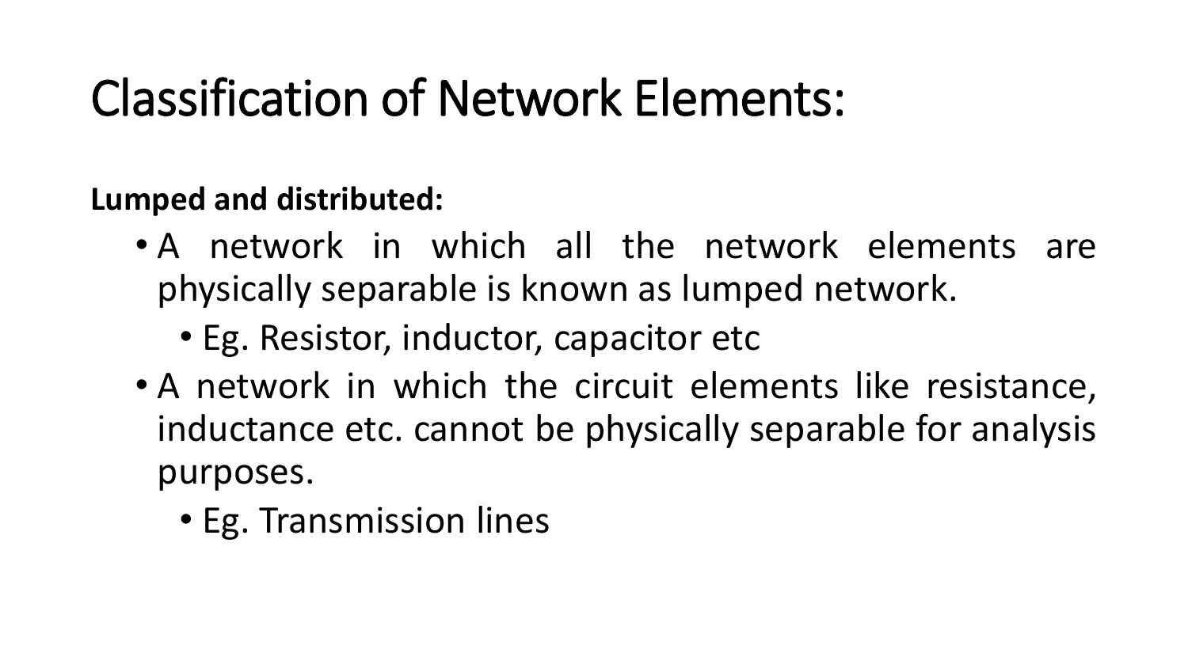# Classification of Network Elements:

**Lumped and distributed:**

- A network in which all the network elements are physically separable is known as lumped network.
  - Eg. Resistor, inductor, capacitor etc
- A network in which the circuit elements like resistance, inductance etc. cannot be physically separable for analysis purposes.
  - Eg. Transmission lines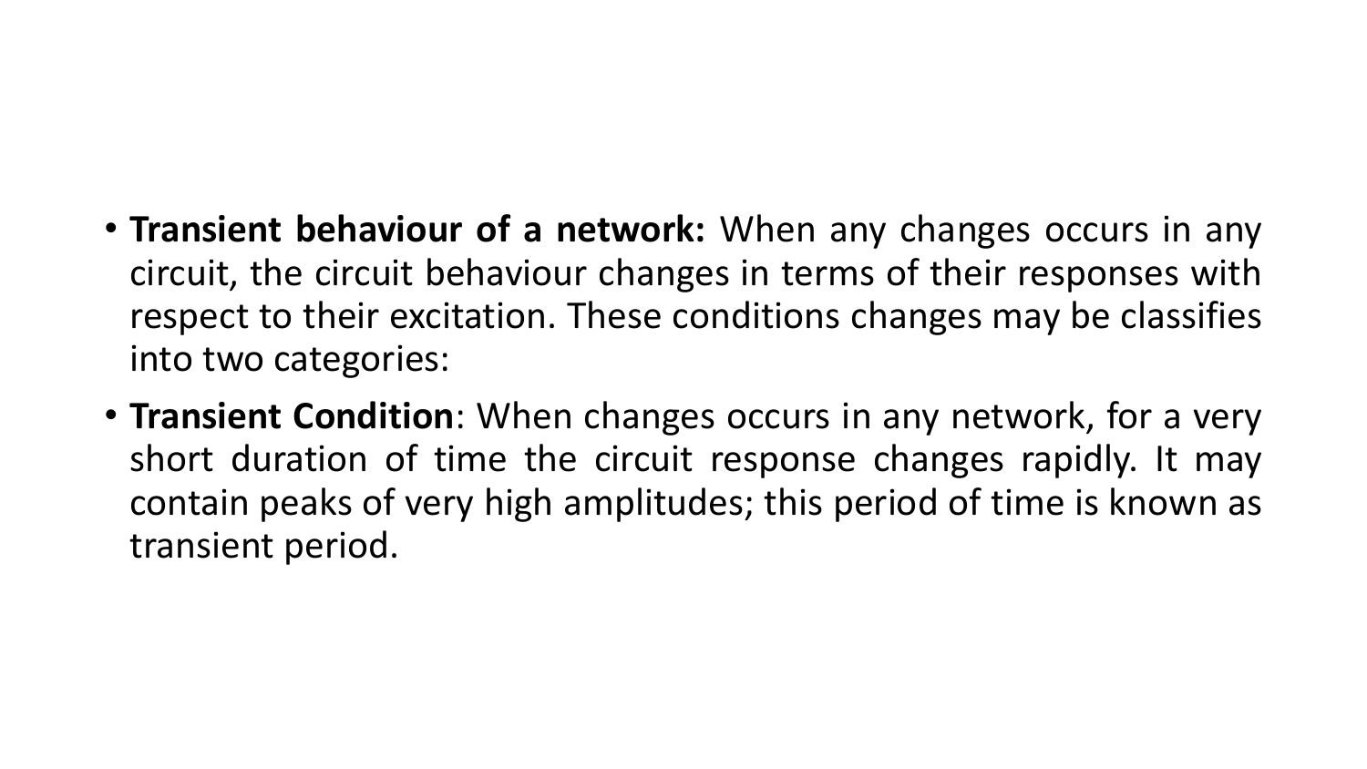- **Transient behaviour of a network:** When any changes occurs in any circuit, the circuit behaviour changes in terms of their responses with respect to their excitation. These conditions changes may be classifies into two categories:
- **Transient Condition**: When changes occurs in any network, for a very short duration of time the circuit response changes rapidly. It may contain peaks of very high amplitudes; this period of time is known as transient period.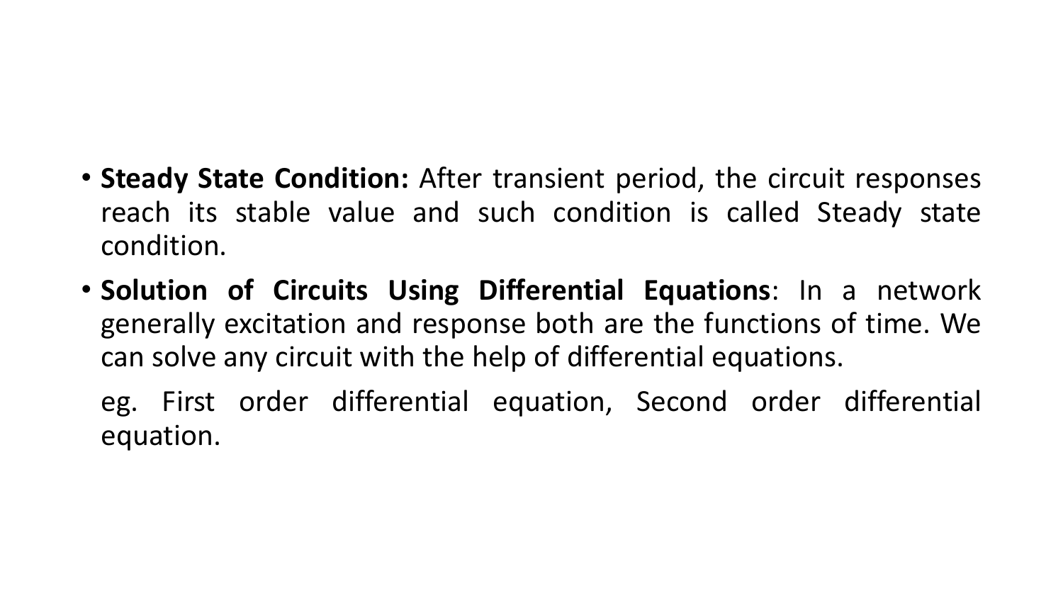- **Steady State Condition:** After transient period, the circuit responses reach its stable value and such condition is called Steady state condition.
- **Solution of Circuits Using Differential Equations**: In a network generally excitation and response both are the functions of time. We can solve any circuit with the help of differential equations.

  eg. First order differential equation, Second order differential equation.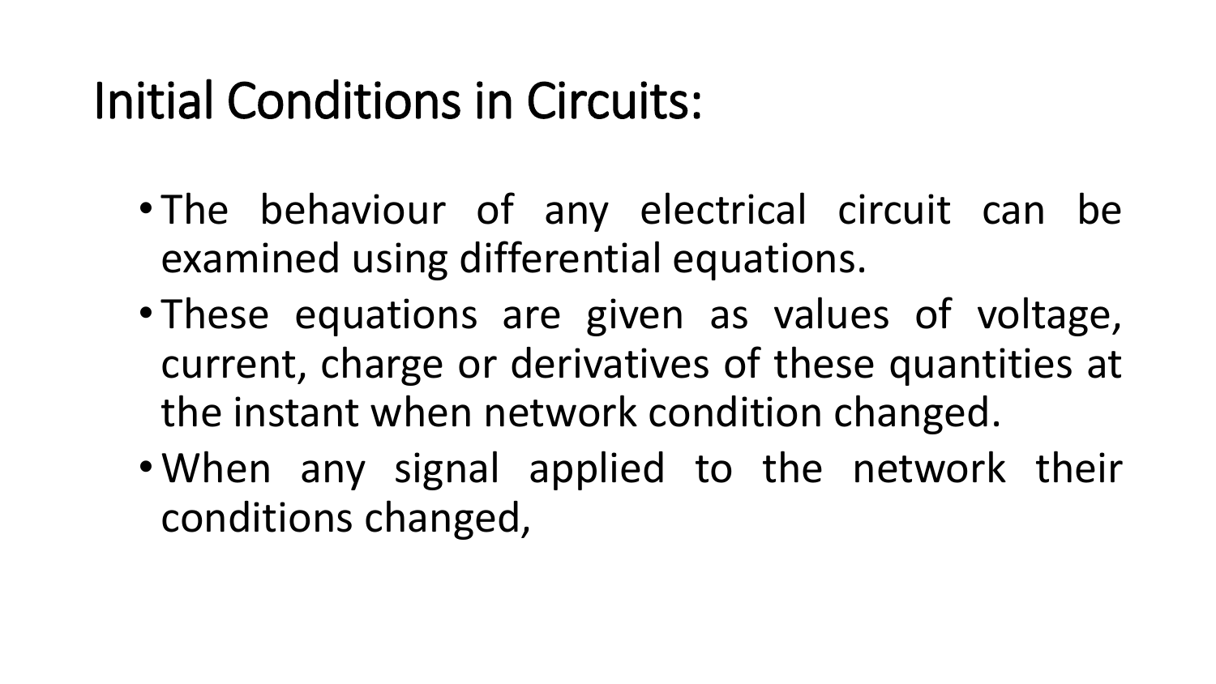# Initial Conditions in Circuits:

- The behaviour of any electrical circuit can be examined using differential equations.
- These equations are given as values of voltage, current, charge or derivatives of these quantities at the instant when network condition changed.
- When any signal applied to the network their conditions changed,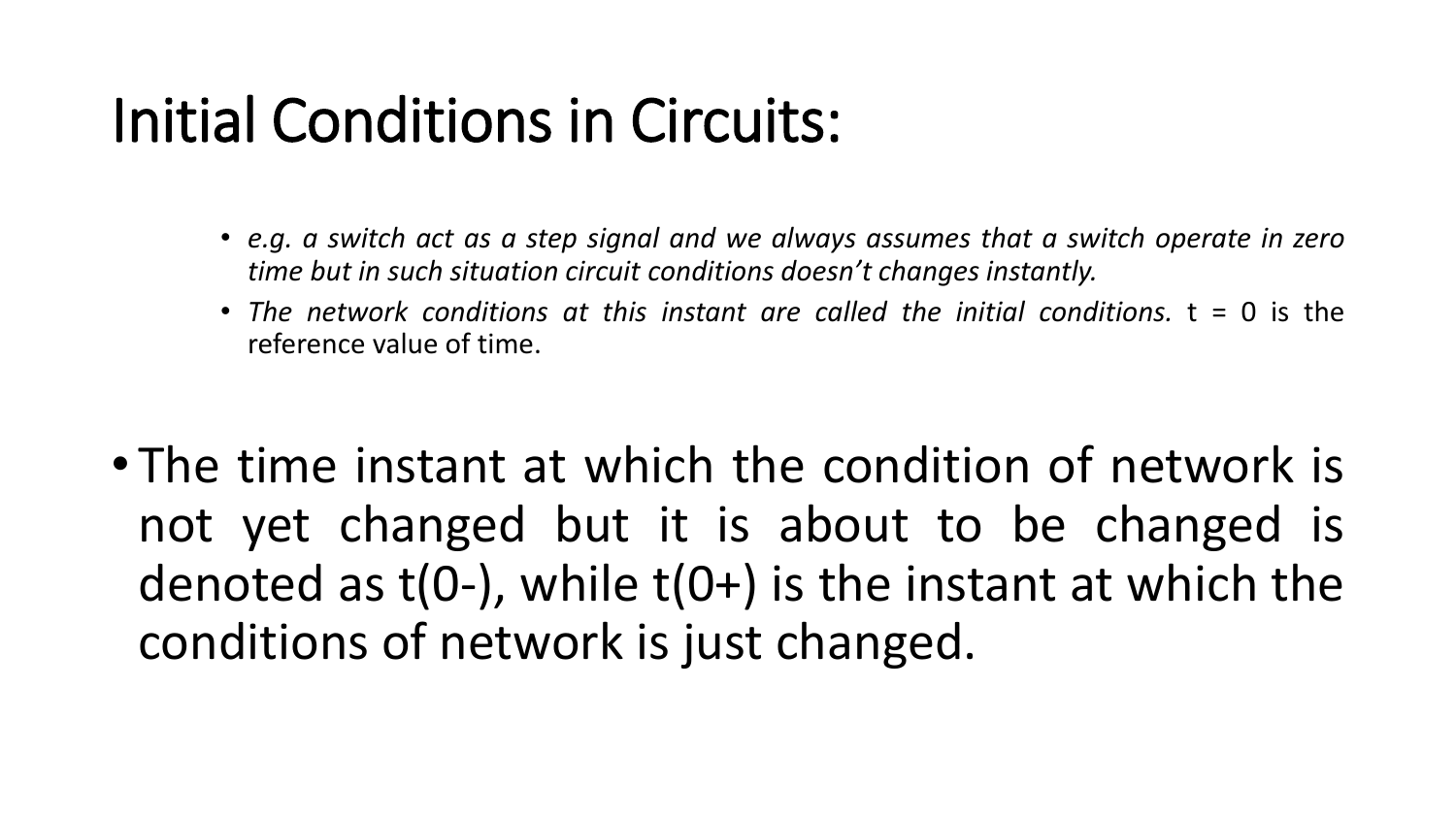# Initial Conditions in Circuits:

- *e.g. a switch act as a step signal and we always assumes that a switch operate in zero time but in such situation circuit conditions doesn't changes instantly.*
- *The network conditions at this instant are called the initial conditions.* t = 0 is the reference value of time.

- The time instant at which the condition of network is not yet changed but it is about to be changed is denoted as t(0-), while t(0+) is the instant at which the conditions of network is just changed.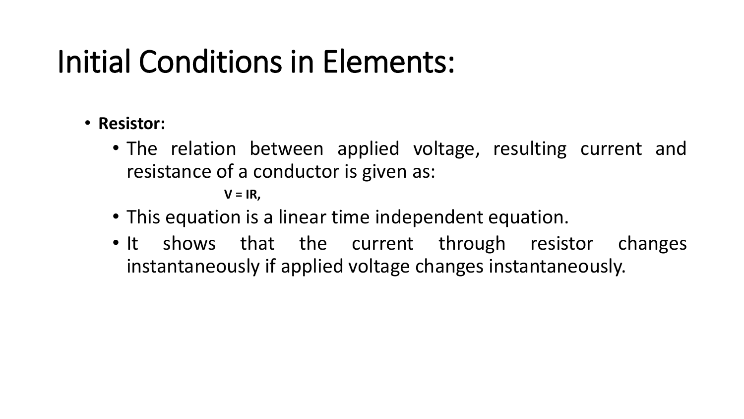# Initial Conditions in Elements:

- **Resistor:**
  - The relation between applied voltage, resulting current and resistance of a conductor is given as:

    $$V = IR,$$

  - This equation is a linear time independent equation.
  - It shows that the current through resistor changes instantaneously if applied voltage changes instantaneously.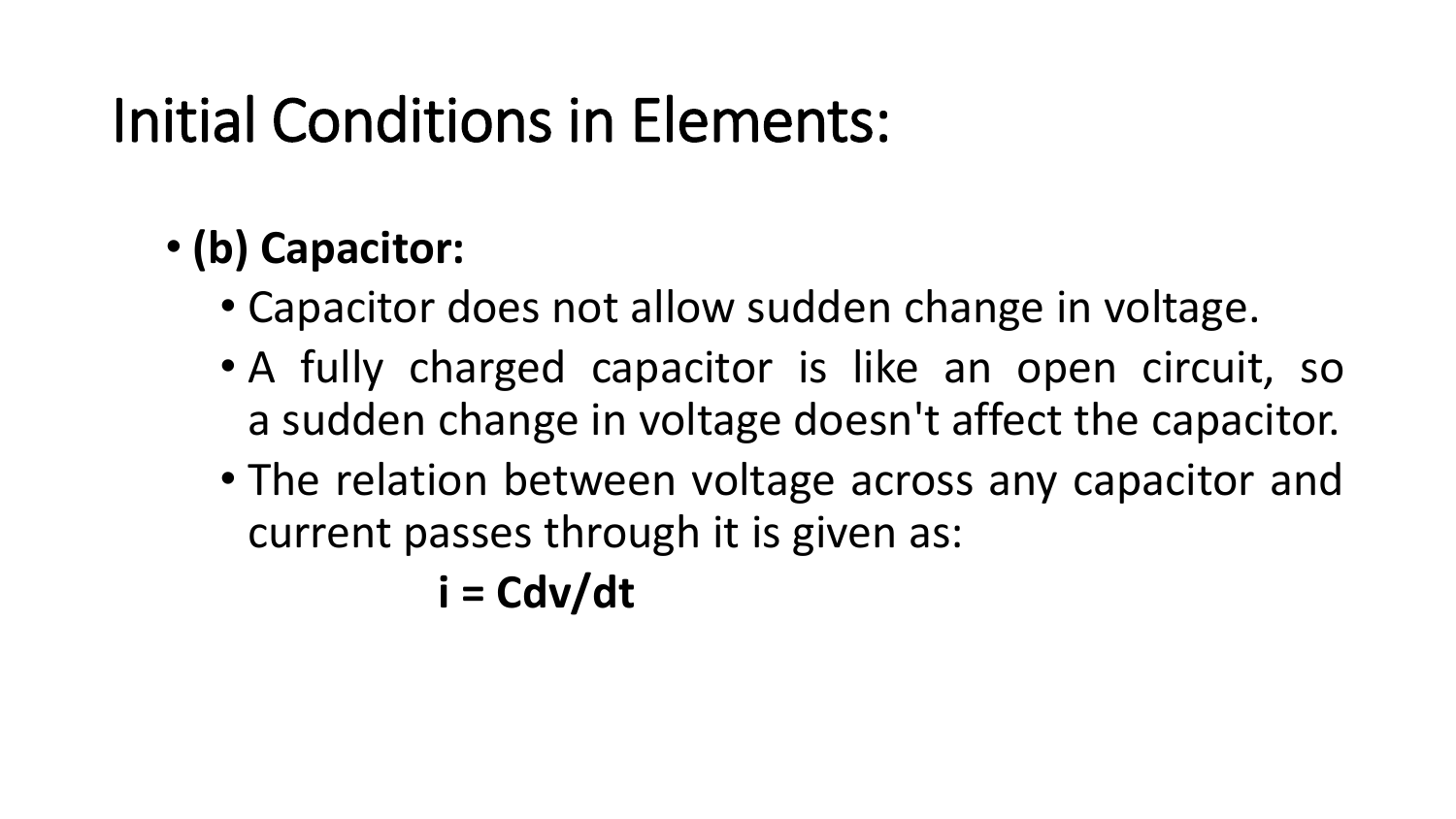# Initial Conditions in Elements:

- **(b) Capacitor:**
  - Capacitor does not allow sudden change in voltage.
  - A fully charged capacitor is like an open circuit, so a sudden change in voltage doesn't affect the capacitor.
  - The relation between voltage across any capacitor and current passes through it is given as:

$$\mathbf{i = C dv/dt}$$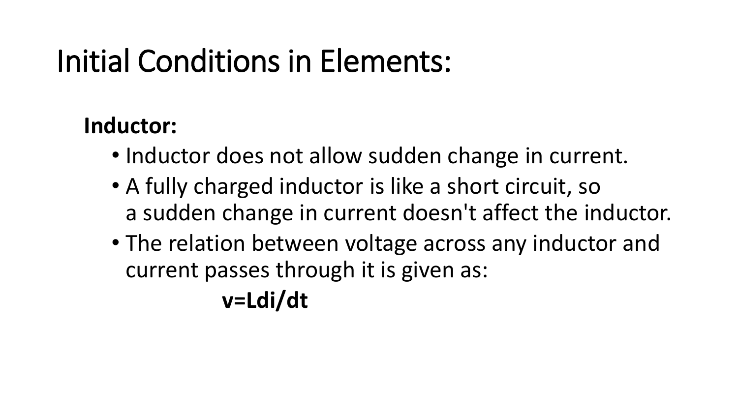# Initial Conditions in Elements:

**Inductor:**

- Inductor does not allow sudden change in current.
- A fully charged inductor is like a short circuit, so a sudden change in current doesn't affect the inductor.
- The relation between voltage across any inductor and current passes through it is given as:

$$v = L\frac{di}{dt}$$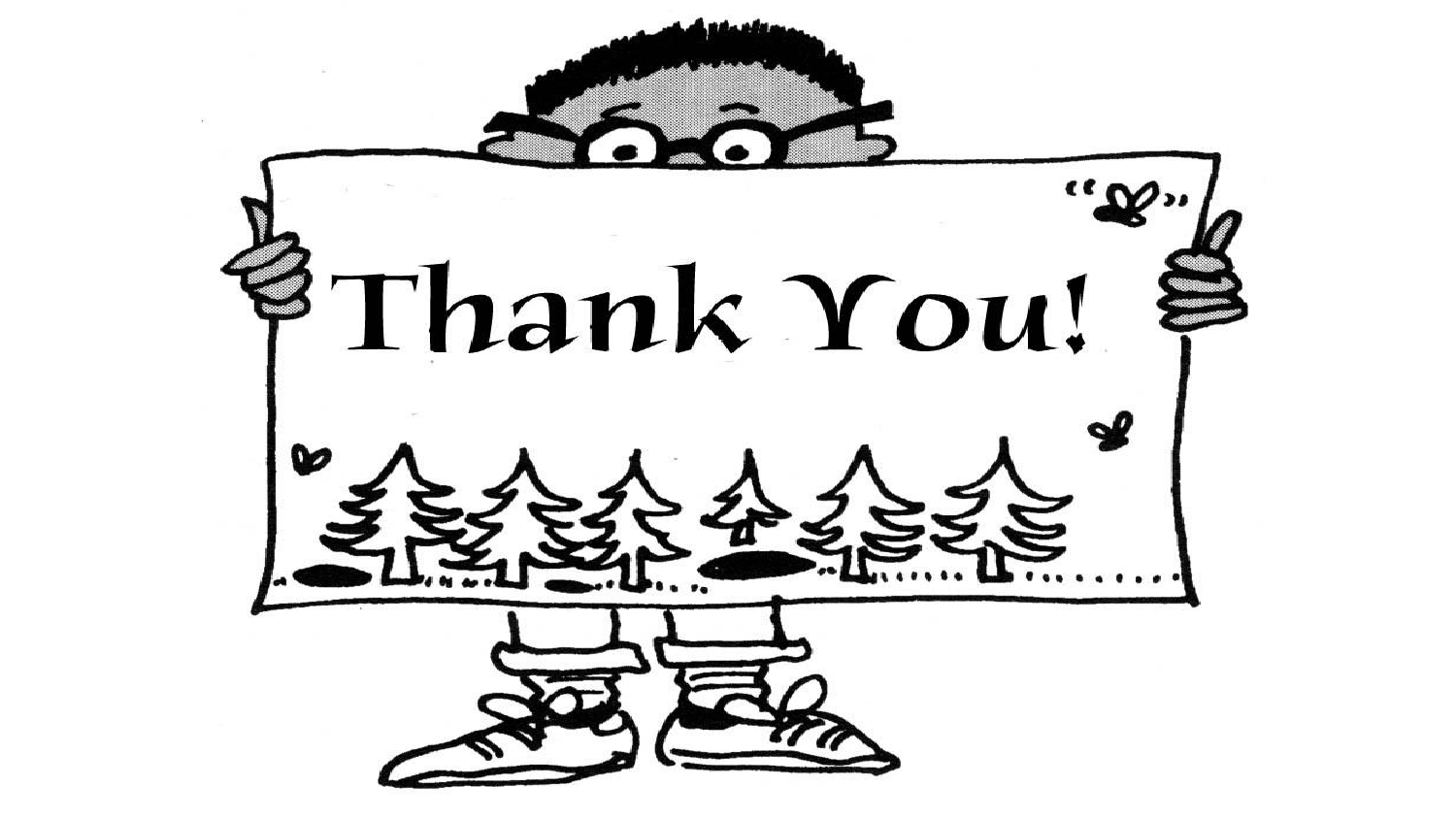Thank You!